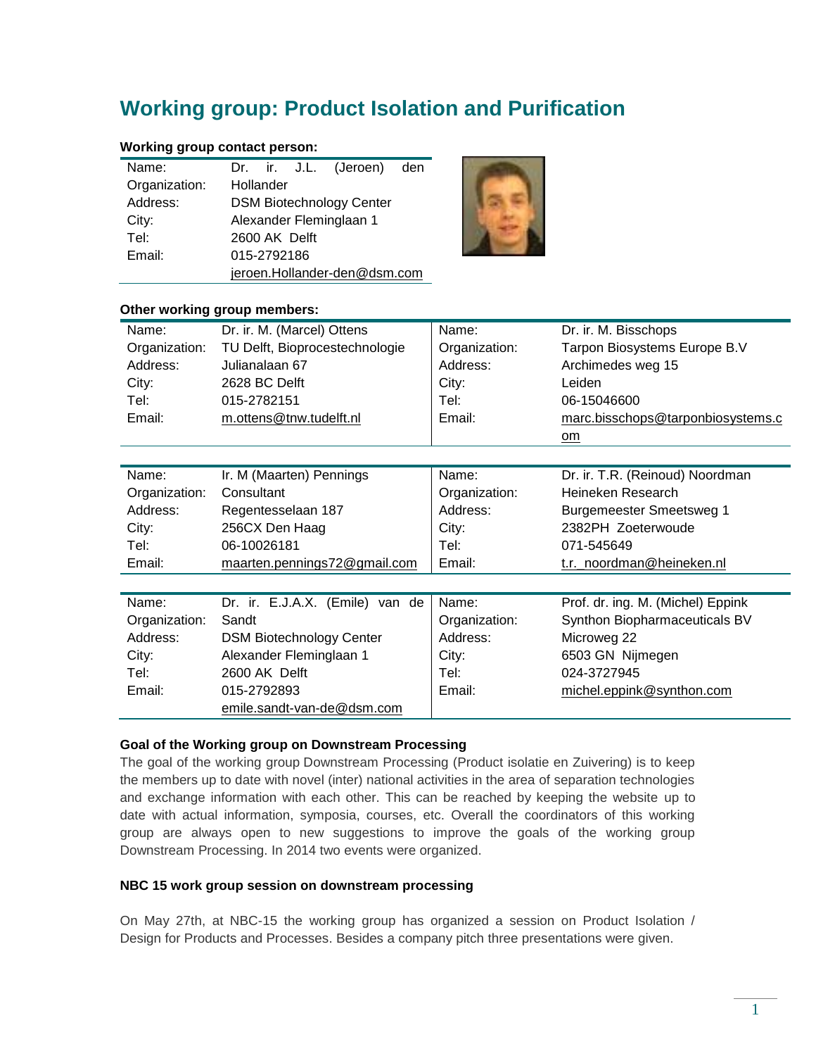# Working group: Product Isolation and Purification

**Working group contact person:**

| | |
|---|---|
| Name: | Dr. ir. J.L. (Jeroen) den Hollander |
| Organization: | DSM Biotechnology Center |
| Address: | Alexander Fleminglaan 1 |
| City: | 2600 AK Delft |
| Tel: | 015-2792186 |
| Email: | jeroen.Hollander-den@dsm.com |

**Other working group members:**

| | | | |
|---|---|---|---|
| Name: | Dr. ir. M. (Marcel) Ottens | Name: | Dr. ir. M. Bisschops |
| Organization: | TU Delft, Bioprocestechnologie | Organization: | Tarpon Biosystems Europe B.V |
| Address: | Julianalaan 67 | Address: | Archimedes weg 15 |
| City: | 2628 BC Delft | City: | Leiden |
| Tel: | 015-2782151 | Tel: | 06-15046600 |
| Email: | m.ottens@tnw.tudelft.nl | Email: | marc.bisschops@tarponbiosystems.com |

| | | | |
|---|---|---|---|
| Name: | Ir. M (Maarten) Pennings | Name: | Dr. ir. T.R. (Reinoud) Noordman |
| Organization: | Consultant | Organization: | Heineken Research |
| Address: | Regentesselaan 187 | Address: | Burgemeester Smeetsweg 1 |
| City: | 256CX Den Haag | City: | 2382PH Zoeterwoude |
| Tel: | 06-10026181 | Tel: | 071-545649 |
| Email: | maarten.pennings72@gmail.com | Email: | t.r._noordman@heineken.nl |

| | | | |
|---|---|---|---|
| Name: | Dr. ir. E.J.A.X. (Emile) van de Sandt | Name: | Prof. dr. ing. M. (Michel) Eppink |
| Organization: | DSM Biotechnology Center | Organization: | Synthon Biopharmaceuticals BV |
| Address: | Alexander Fleminglaan 1 | Address: | Microweg 22 |
| City: | 2600 AK Delft | City: | 6503 GN Nijmegen |
| Tel: | 015-2792893 | Tel: | 024-3727945 |
| Email: | emile.sandt-van-de@dsm.com | Email: | michel.eppink@synthon.com |

### Goal of the Working group on Downstream Processing

The goal of the working group Downstream Processing (Product isolatie en Zuivering) is to keep the members up to date with novel (inter) national activities in the area of separation technologies and exchange information with each other. This can be reached by keeping the website up to date with actual information, symposia, courses, etc. Overall the coordinators of this working group are always open to new suggestions to improve the goals of the working group Downstream Processing. In 2014 two events were organized.

### NBC 15 work group session on downstream processing

On May 27th, at NBC-15 the working group has organized a session on Product Isolation / Design for Products and Processes. Besides a company pitch three presentations were given.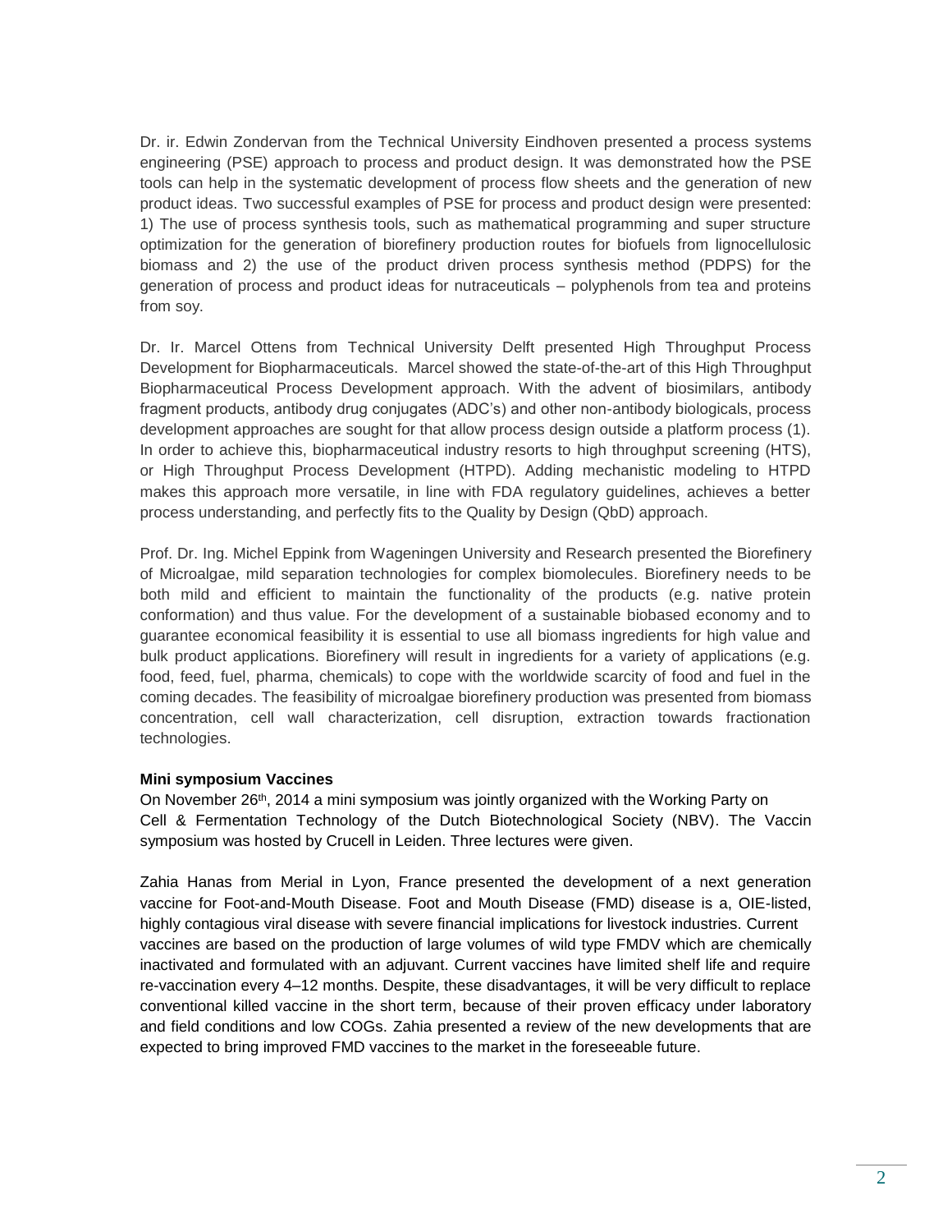Dr. ir. Edwin Zondervan from the Technical University Eindhoven presented a process systems engineering (PSE) approach to process and product design. It was demonstrated how the PSE tools can help in the systematic development of process flow sheets and the generation of new product ideas. Two successful examples of PSE for process and product design were presented: 1) The use of process synthesis tools, such as mathematical programming and super structure optimization for the generation of biorefinery production routes for biofuels from lignocellulosic biomass and 2) the use of the product driven process synthesis method (PDPS) for the generation of process and product ideas for nutraceuticals – polyphenols from tea and proteins from soy.

Dr. Ir. Marcel Ottens from Technical University Delft presented High Throughput Process Development for Biopharmaceuticals. Marcel showed the state-of-the-art of this High Throughput Biopharmaceutical Process Development approach. With the advent of biosimilars, antibody fragment products, antibody drug conjugates (ADC's) and other non-antibody biologicals, process development approaches are sought for that allow process design outside a platform process (1). In order to achieve this, biopharmaceutical industry resorts to high throughput screening (HTS), or High Throughput Process Development (HTPD). Adding mechanistic modeling to HTPD makes this approach more versatile, in line with FDA regulatory guidelines, achieves a better process understanding, and perfectly fits to the Quality by Design (QbD) approach.

Prof. Dr. Ing. Michel Eppink from Wageningen University and Research presented the Biorefinery of Microalgae, mild separation technologies for complex biomolecules. Biorefinery needs to be both mild and efficient to maintain the functionality of the products (e.g. native protein conformation) and thus value. For the development of a sustainable biobased economy and to guarantee economical feasibility it is essential to use all biomass ingredients for high value and bulk product applications. Biorefinery will result in ingredients for a variety of applications (e.g. food, feed, fuel, pharma, chemicals) to cope with the worldwide scarcity of food and fuel in the coming decades. The feasibility of microalgae biorefinery production was presented from biomass concentration, cell wall characterization, cell disruption, extraction towards fractionation technologies.

**Mini symposium Vaccines**

On November 26th, 2014 a mini symposium was jointly organized with the Working Party on Cell & Fermentation Technology of the Dutch Biotechnological Society (NBV). The Vaccin symposium was hosted by Crucell in Leiden. Three lectures were given.

Zahia Hanas from Merial in Lyon, France presented the development of a next generation vaccine for Foot-and-Mouth Disease. Foot and Mouth Disease (FMD) disease is a, OIE-listed, highly contagious viral disease with severe financial implications for livestock industries. Current vaccines are based on the production of large volumes of wild type FMDV which are chemically inactivated and formulated with an adjuvant. Current vaccines have limited shelf life and require re-vaccination every 4–12 months. Despite, these disadvantages, it will be very difficult to replace conventional killed vaccine in the short term, because of their proven efficacy under laboratory and field conditions and low COGs. Zahia presented a review of the new developments that are expected to bring improved FMD vaccines to the market in the foreseeable future.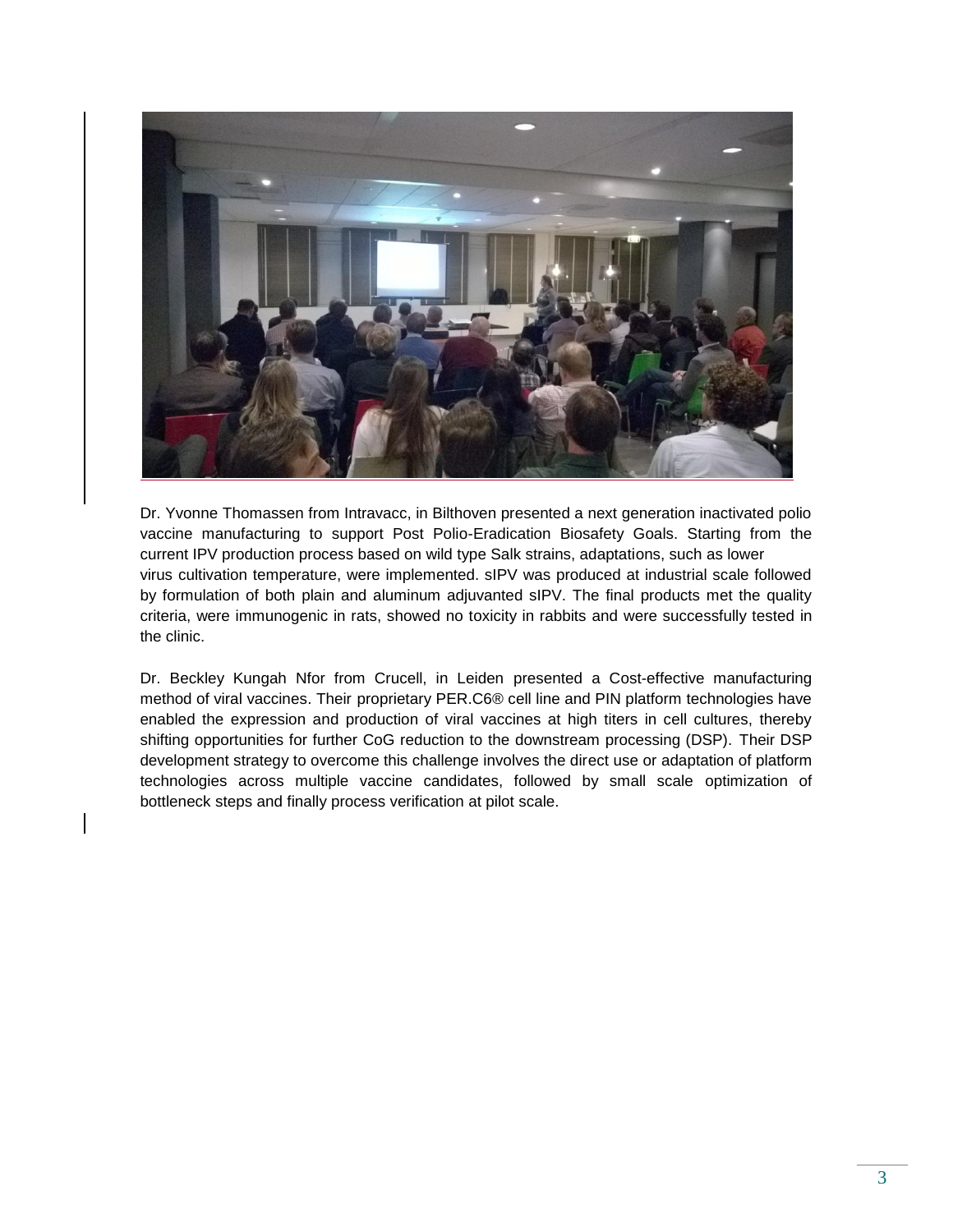Dr. Yvonne Thomassen from Intravacc, in Bilthoven presented a next generation inactivated polio vaccine manufacturing to support Post Polio-Eradication Biosafety Goals. Starting from the current IPV production process based on wild type Salk strains, adaptations, such as lower virus cultivation temperature, were implemented. sIPV was produced at industrial scale followed by formulation of both plain and aluminum adjuvanted sIPV. The final products met the quality criteria, were immunogenic in rats, showed no toxicity in rabbits and were successfully tested in the clinic.

Dr. Beckley Kungah Nfor from Crucell, in Leiden presented a Cost-effective manufacturing method of viral vaccines. Their proprietary PER.C6® cell line and PIN platform technologies have enabled the expression and production of viral vaccines at high titers in cell cultures, thereby shifting opportunities for further CoG reduction to the downstream processing (DSP). Their DSP development strategy to overcome this challenge involves the direct use or adaptation of platform technologies across multiple vaccine candidates, followed by small scale optimization of bottleneck steps and finally process verification at pilot scale.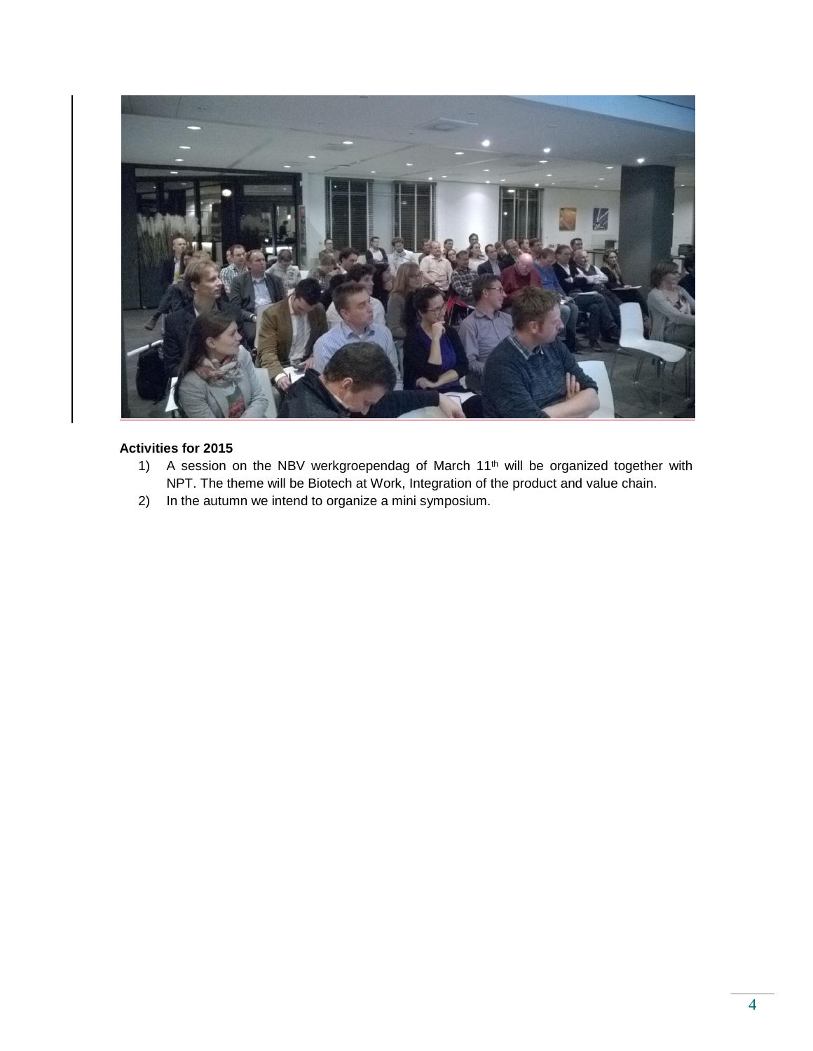**Activities for 2015**

1) A session on the NBV werkgroependag of March 11th will be organized together with NPT. The theme will be Biotech at Work, Integration of the product and value chain.
2) In the autumn we intend to organize a mini symposium.